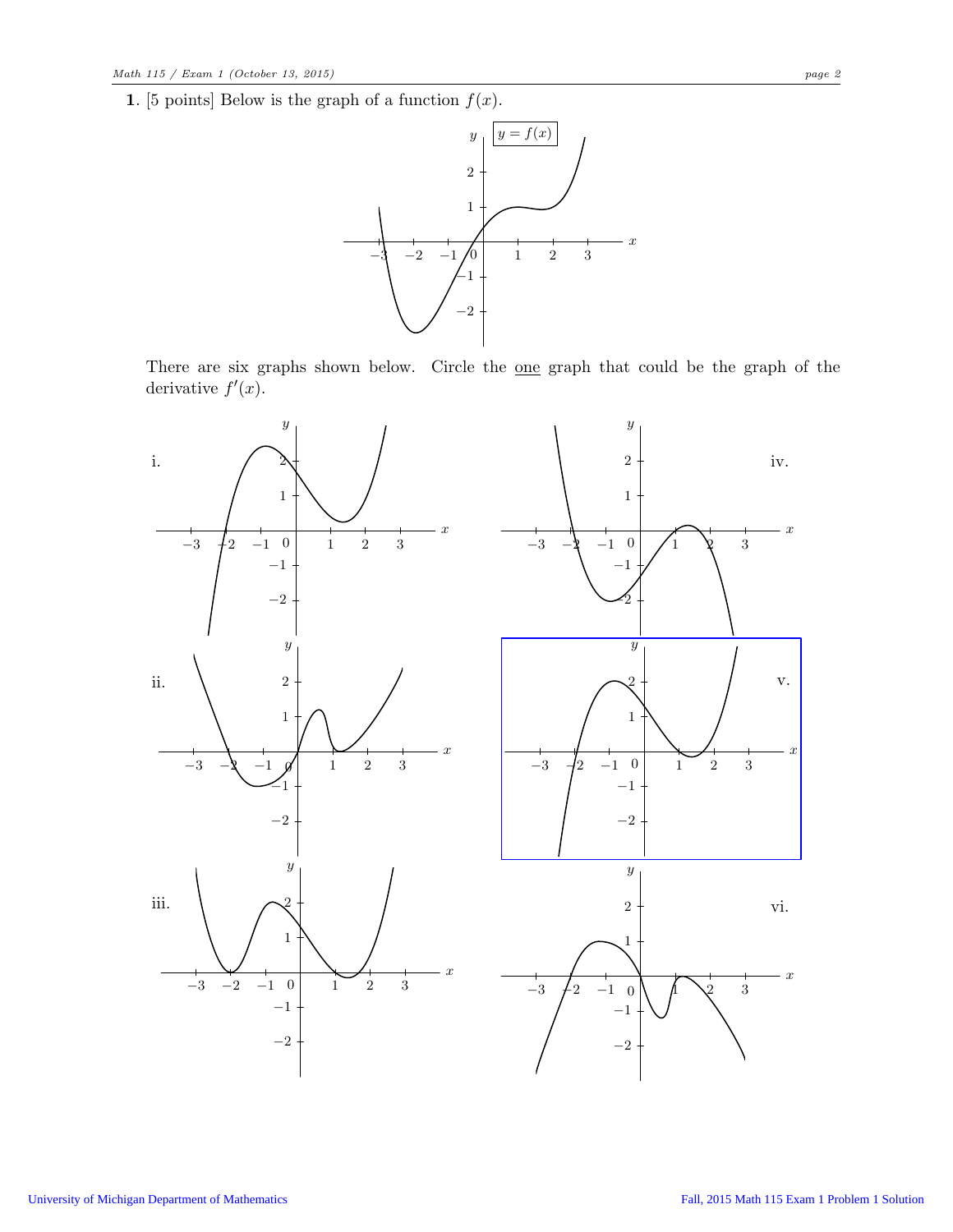**1**. [5 points] Below is the graph of a function $f(x)$.

There are six graphs shown below. Circle the one graph that could be the graph of the derivative $f'(x)$.

i.

iv.

ii.

v.

iii.

vi.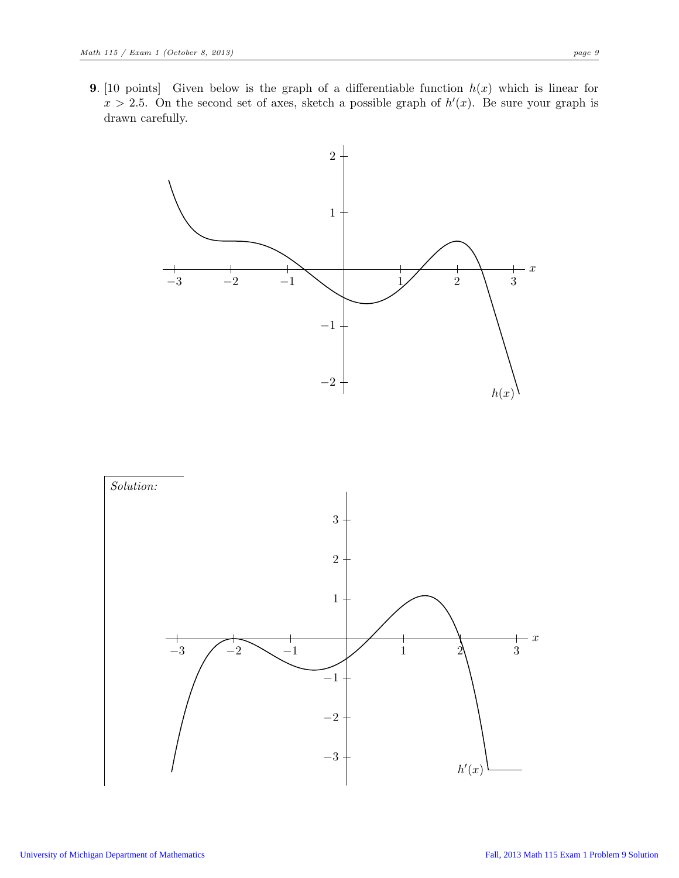**9**. [10 points] Given below is the graph of a differentiable function $h(x)$ which is linear for $x > 2.5$. On the second set of axes, sketch a possible graph of $h'(x)$. Be sure your graph is drawn carefully.

*Solution:*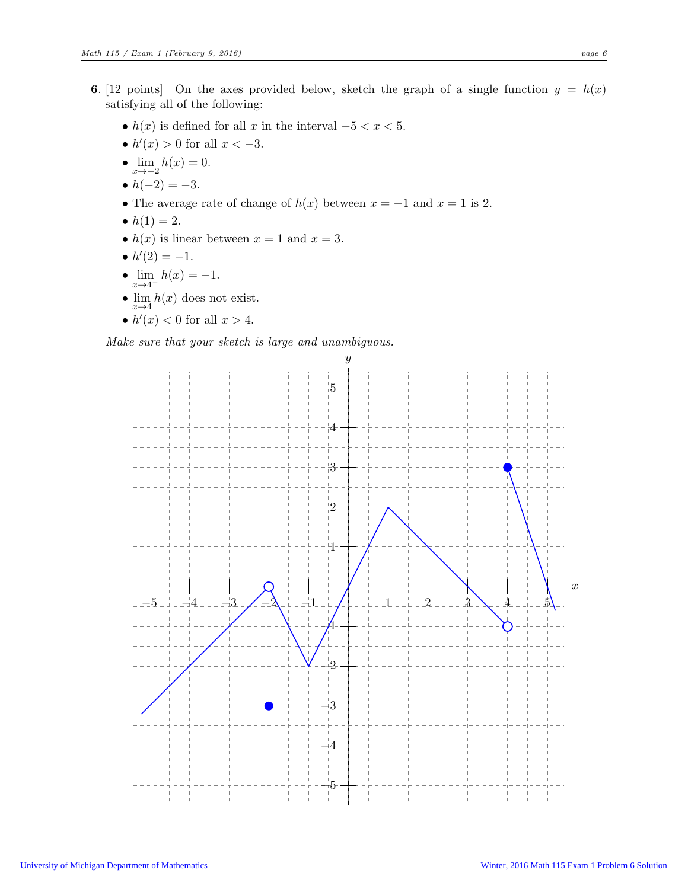**6.** [12 points] On the axes provided below, sketch the graph of a single function $y = h(x)$ satisfying all of the following:

- $h(x)$ is defined for all $x$ in the interval $-5 < x < 5$.
- $h'(x) > 0$ for all $x < -3$.
- $\lim_{x \to -2} h(x) = 0$.
- $h(-2) = -3$.
- The average rate of change of $h(x)$ between $x = -1$ and $x = 1$ is 2.
- $h(1) = 2$.
- $h(x)$ is linear between $x = 1$ and $x = 3$.
- $h'(2) = -1$.
- $\lim_{x \to 4^-} h(x) = -1$.
- $\lim_{x \to 4} h(x)$ does not exist.
- $h'(x) < 0$ for all $x > 4$.

*Make sure that your sketch is large and unambiguous.*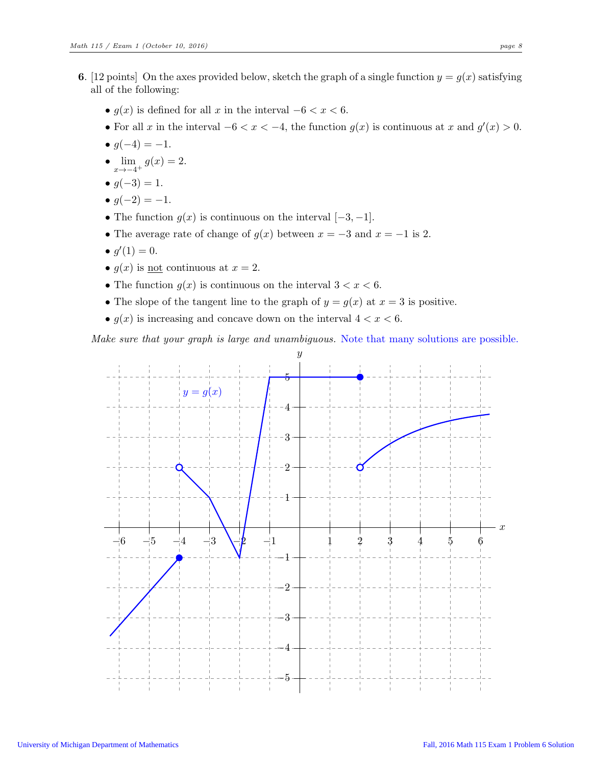**6.** [12 points] On the axes provided below, sketch the graph of a single function $y = g(x)$ satisfying all of the following:

- $g(x)$ is defined for all $x$ in the interval $-6 < x < 6$.
- For all $x$ in the interval $-6 < x < -4$, the function $g(x)$ is continuous at $x$ and $g'(x) > 0$.
- $g(-4) = -1$.
- $\lim_{x \to -4^+} g(x) = 2$.
- $g(-3) = 1$.
- $g(-2) = -1$.
- The function $g(x)$ is continuous on the interval $[-3, -1]$.
- The average rate of change of $g(x)$ between $x = -3$ and $x = -1$ is 2.
- $g'(1) = 0$.
- $g(x)$ is not continuous at $x = 2$.
- The function $g(x)$ is continuous on the interval $3 < x < 6$.
- The slope of the tangent line to the graph of $y = g(x)$ at $x = 3$ is positive.
- $g(x)$ is increasing and concave down on the interval $4 < x < 6$.

*Make sure that your graph is large and unambiguous.* Note that many solutions are possible.

$y = g(x)$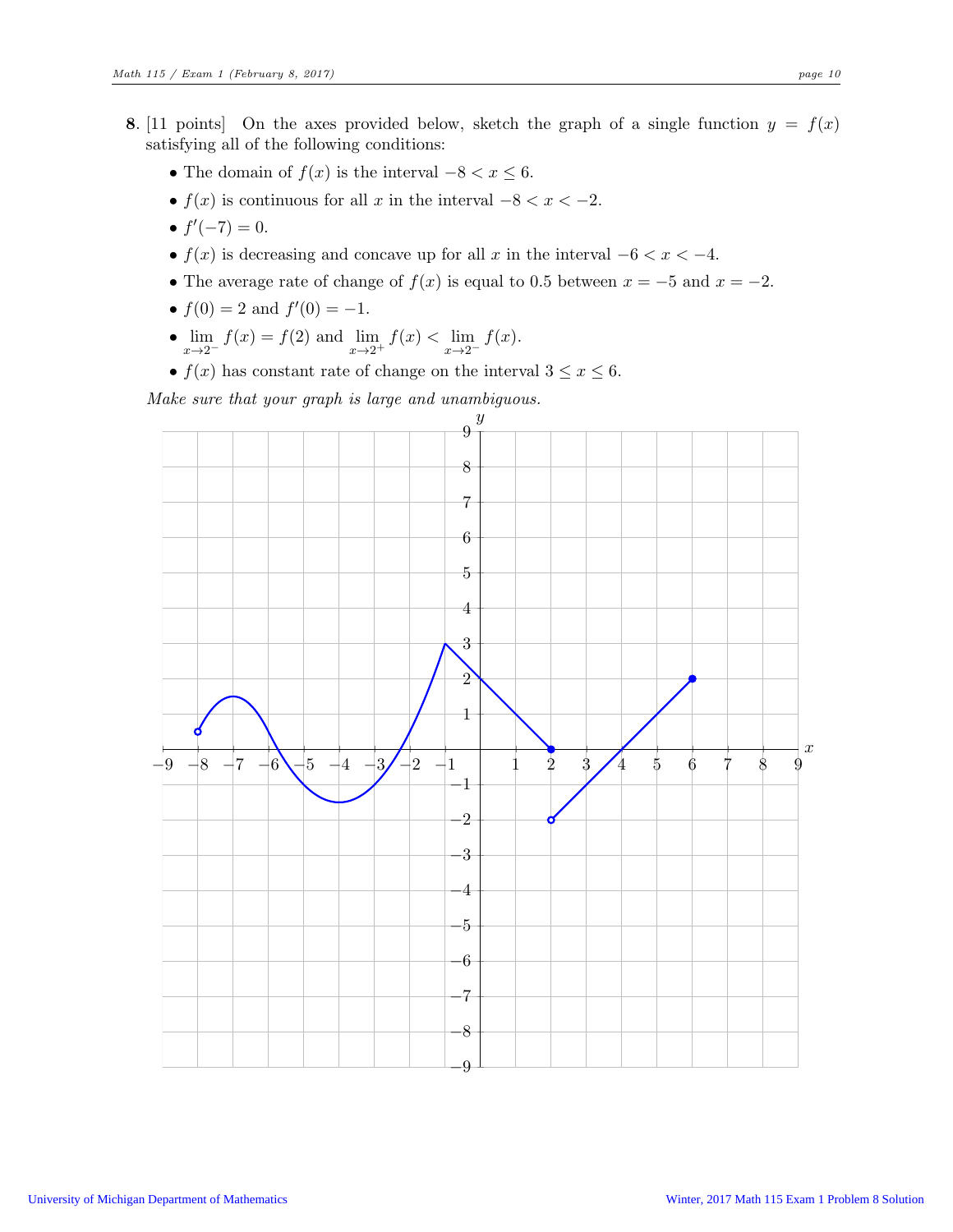**8.** [11 points] On the axes provided below, sketch the graph of a single function $y = f(x)$ satisfying all of the following conditions:

- The domain of $f(x)$ is the interval $-8 < x \leq 6$.
- $f(x)$ is continuous for all $x$ in the interval $-8 < x < -2$.
- $f'(-7) = 0$.
- $f(x)$ is decreasing and concave up for all $x$ in the interval $-6 < x < -4$.
- The average rate of change of $f(x)$ is equal to 0.5 between $x = -5$ and $x = -2$.
- $f(0) = 2$ and $f'(0) = -1$.
- $\lim_{x \to 2^-} f(x) = f(2)$ and $\lim_{x \to 2^+} f(x) < \lim_{x \to 2^-} f(x)$.
- $f(x)$ has constant rate of change on the interval $3 \leq x \leq 6$.

*Make sure that your graph is large and unambiguous.*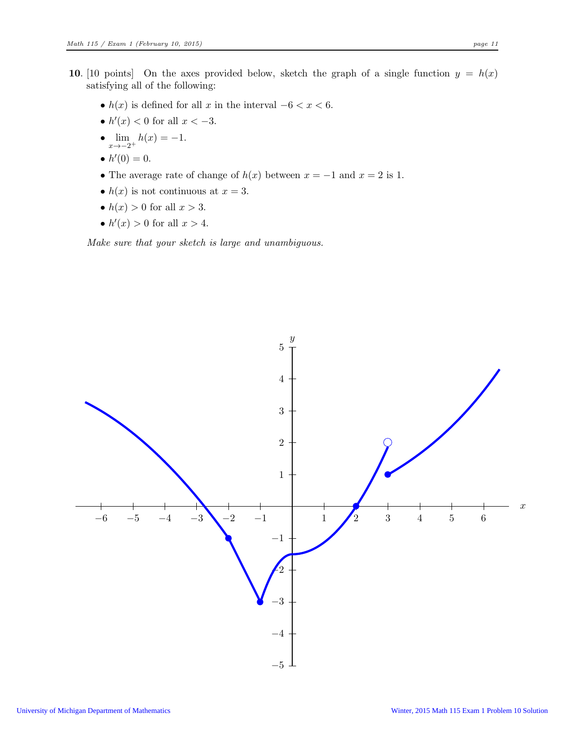**10**. [10 points] On the axes provided below, sketch the graph of a single function $y = h(x)$ satisfying all of the following:

- $h(x)$ is defined for all $x$ in the interval $-6 < x < 6$.
- $h'(x) < 0$ for all $x < -3$.
- $\lim_{x \to -2^+} h(x) = -1$.
- $h'(0) = 0$.
- The average rate of change of $h(x)$ between $x = -1$ and $x = 2$ is 1.
- $h(x)$ is not continuous at $x = 3$.
- $h(x) > 0$ for all $x > 3$.
- $h'(x) > 0$ for all $x > 4$.

*Make sure that your sketch is large and unambiguous.*

y

x

5
4
3
2
1
−1
−2
−3
−4
−5

−6 −5 −4 −3 −2 −1 1 2 3 4 5 6